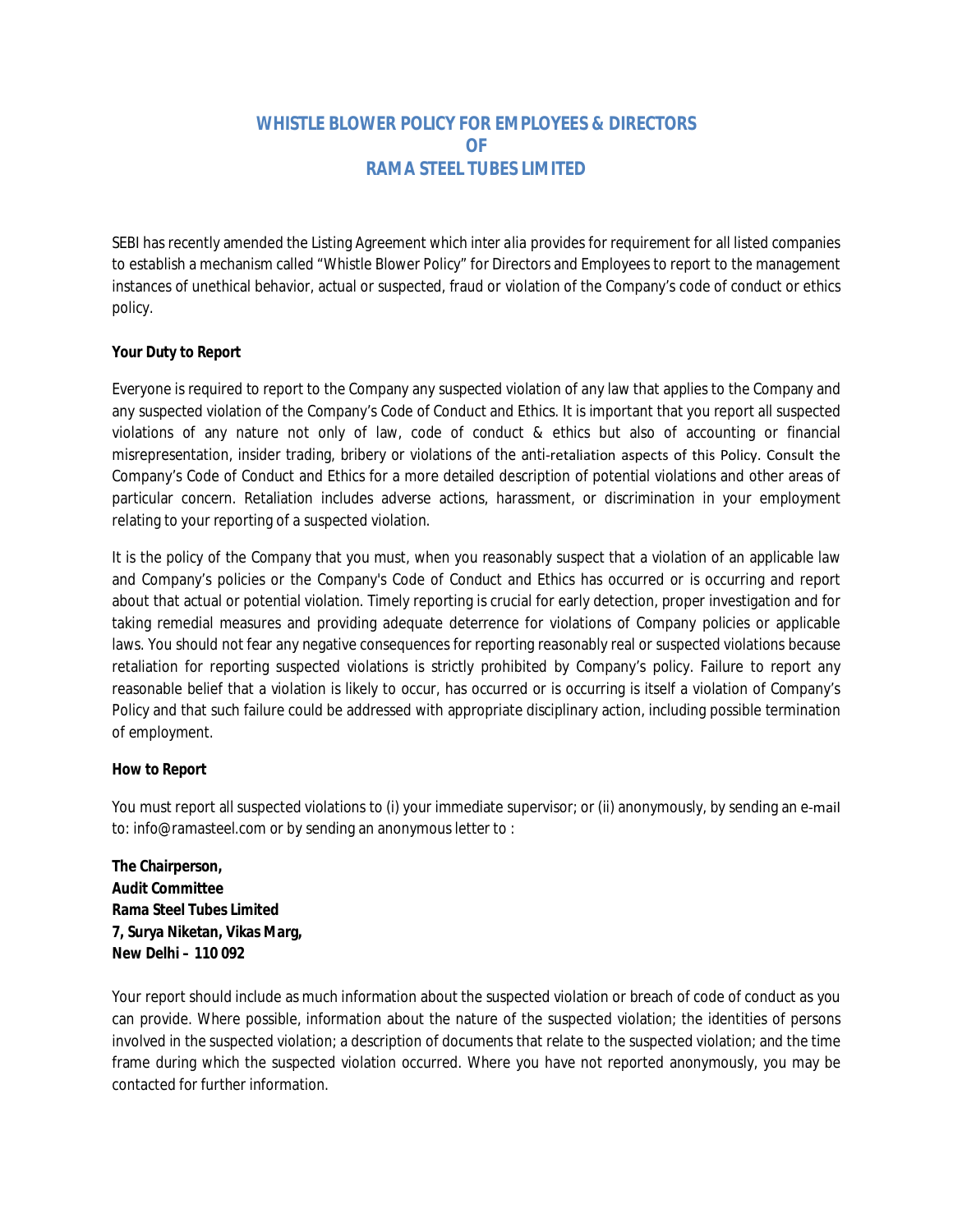# WHISTLE BLOWER POLICY FOR EMPLOYEES & DIRECTORS
# OF
# RAMA STEEL TUBES LIMITED

SEBI has recently amended the Listing Agreement which *inter alia* provides for requirement for all listed companies to establish a mechanism called "Whistle Blower Policy" for Directors and Employees to report to the management instances of unethical behavior, actual or suspected, fraud or violation of the Company's code of conduct or ethics policy.

**Your Duty to Report**

Everyone is required to report to the Company any suspected violation of any law that applies to the Company and any suspected violation of the Company's Code of Conduct and Ethics. It is important that you report all suspected violations of any nature not only of law, code of conduct & ethics but also of accounting or financial misrepresentation, insider trading, bribery or violations of the anti-retaliation aspects of this Policy. Consult the Company's Code of Conduct and Ethics for a more detailed description of potential violations and other areas of particular concern. Retaliation includes adverse actions, harassment, or discrimination in your employment relating to your reporting of a suspected violation.

It is the policy of the Company that you must, when you reasonably suspect that a violation of an applicable law and Company's policies or the Company's Code of Conduct and Ethics has occurred or is occurring and report about that actual or potential violation. Timely reporting is crucial for early detection, proper investigation and for taking remedial measures and providing adequate deterrence for violations of Company policies or applicable laws. You should not fear any negative consequences for reporting reasonably real or suspected violations because retaliation for reporting suspected violations is strictly prohibited by Company's policy. Failure to report any reasonable belief that a violation is likely to occur, has occurred or is occurring is itself a violation of Company's Policy and that such failure could be addressed with appropriate disciplinary action, including possible termination of employment.

**How to Report**

You must report all suspected violations to (i) your immediate supervisor; or (ii) anonymously, by sending an e-mail to: info@ramasteel.com or by sending an anonymous letter to :

**The Chairperson,**
**Audit Committee**
**Rama Steel Tubes Limited**
**7, Surya Niketan, Vikas Marg,**
**New Delhi – 110 092**

Your report should include as much information about the suspected violation or breach of code of conduct as you can provide. Where possible, information about the nature of the suspected violation; the identities of persons involved in the suspected violation; a description of documents that relate to the suspected violation; and the time frame during which the suspected violation occurred. Where you have not reported anonymously, you may be contacted for further information.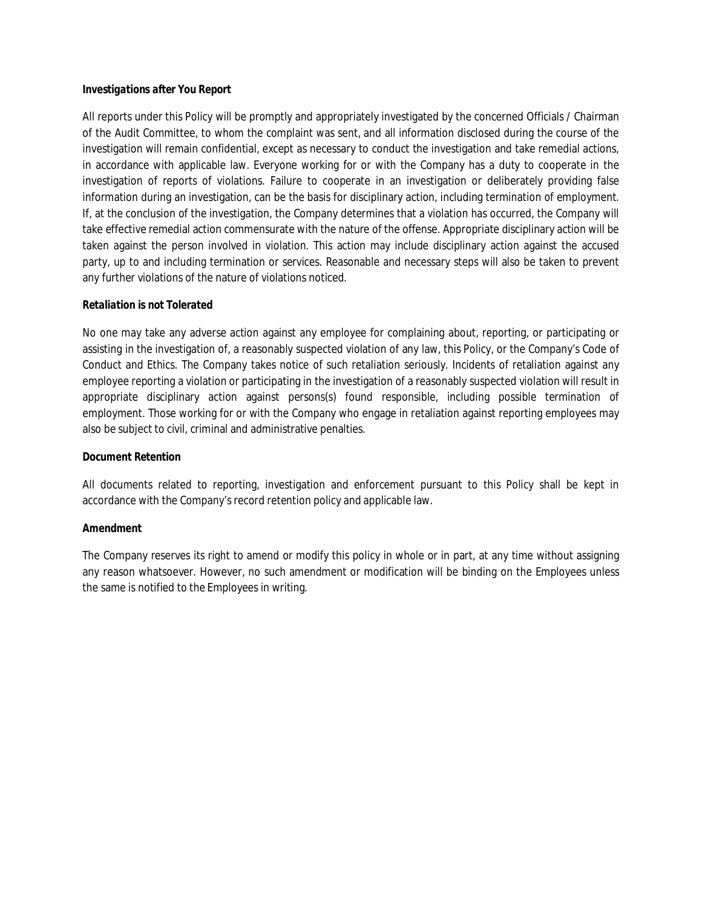**Investigations after You Report**

All reports under this Policy will be promptly and appropriately investigated by the concerned Officials / Chairman of the Audit Committee, to whom the complaint was sent, and all information disclosed during the course of the investigation will remain confidential, except as necessary to conduct the investigation and take remedial actions, in accordance with applicable law. Everyone working for or with the Company has a duty to cooperate in the investigation of reports of violations. Failure to cooperate in an investigation or deliberately providing false information during an investigation, can be the basis for disciplinary action, including termination of employment. If, at the conclusion of the investigation, the Company determines that a violation has occurred, the Company will take effective remedial action commensurate with the nature of the offense. Appropriate disciplinary action will be taken against the person involved in violation. This action may include disciplinary action against the accused party, up to and including termination or services. Reasonable and necessary steps will also be taken to prevent any further violations of the nature of violations noticed.

**Retaliation is not Tolerated**

No one may take any adverse action against any employee for complaining about, reporting, or participating or assisting in the investigation of, a reasonably suspected violation of any law, this Policy, or the Company's Code of Conduct and Ethics. The Company takes notice of such retaliation seriously. Incidents of retaliation against any employee reporting a violation or participating in the investigation of a reasonably suspected violation will result in appropriate disciplinary action against persons(s) found responsible, including possible termination of employment. Those working for or with the Company who engage in retaliation against reporting employees may also be subject to civil, criminal and administrative penalties.

**Document Retention**

All documents related to reporting, investigation and enforcement pursuant to this Policy shall be kept in accordance with the Company's record retention policy and applicable law.

**Amendment**

The Company reserves its right to amend or modify this policy in whole or in part, at any time without assigning any reason whatsoever. However, no such amendment or modification will be binding on the Employees unless the same is notified to the Employees in writing.